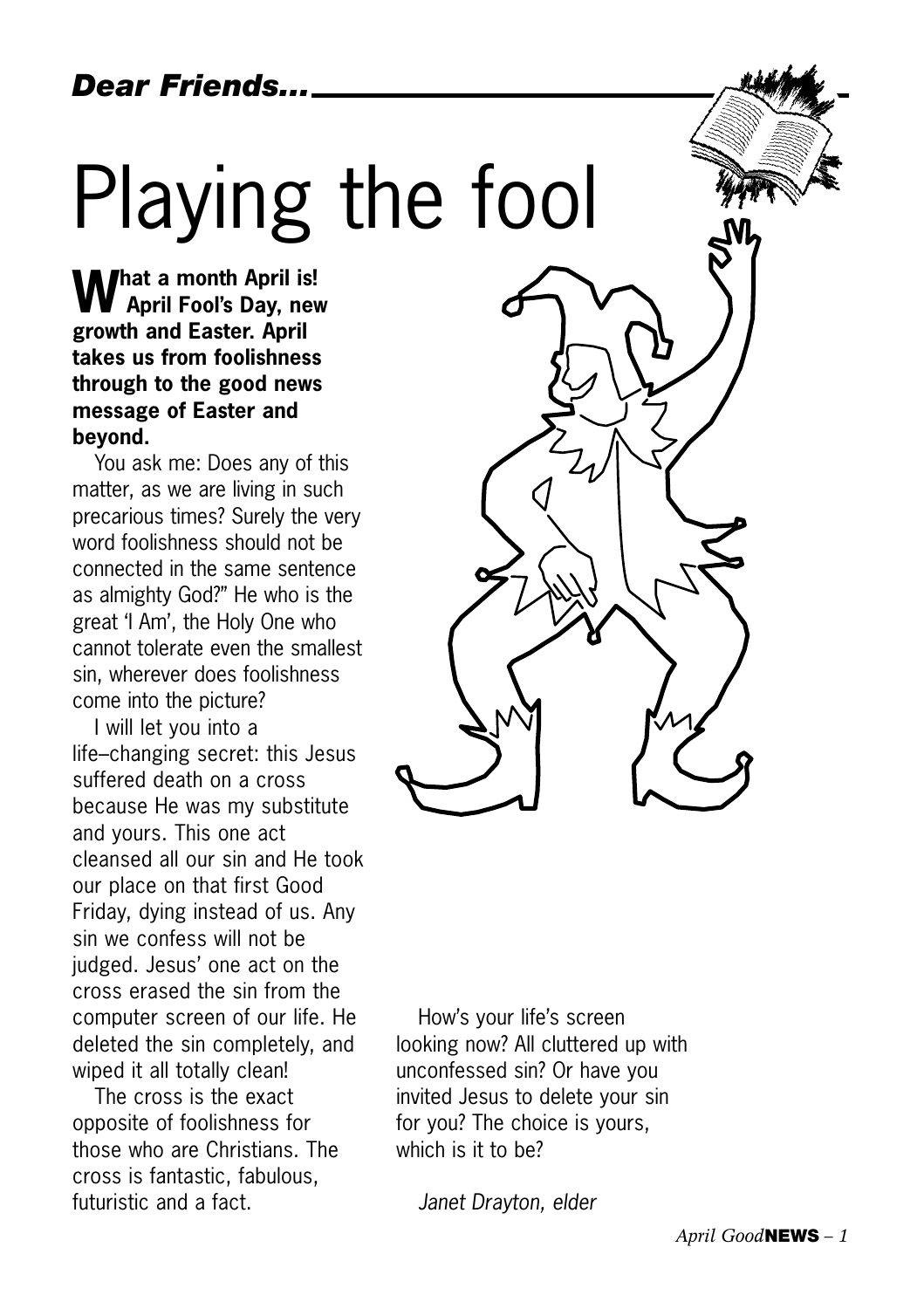*Dear Friends...*

# Playing the fool

**What a month April is! April Fool's Day, new growth and Easter. April takes us from foolishness through to the good news message of Easter and beyond.**

You ask me: Does any of this matter, as we are living in such precarious times? Surely the very word foolishness should not be connected in the same sentence as almighty God?" He who is the great 'I Am', the Holy One who cannot tolerate even the smallest sin, wherever does foolishness come into the picture?

I will let you into a life–changing secret: this Jesus suffered death on a cross because He was my substitute and yours. This one act cleansed all our sin and He took our place on that first Good Friday, dying instead of us. Any sin we confess will not be judged. Jesus' one act on the cross erased the sin from the computer screen of our life. He deleted the sin completely, and wiped it all totally clean!

The cross is the exact opposite of foolishness for those who are Christians. The cross is fantastic, fabulous, futuristic and a fact.

How's your life's screen looking now? All cluttered up with unconfessed sin? Or have you invited Jesus to delete your sin for you? The choice is yours, which is it to be?

*Janet Drayton, elder*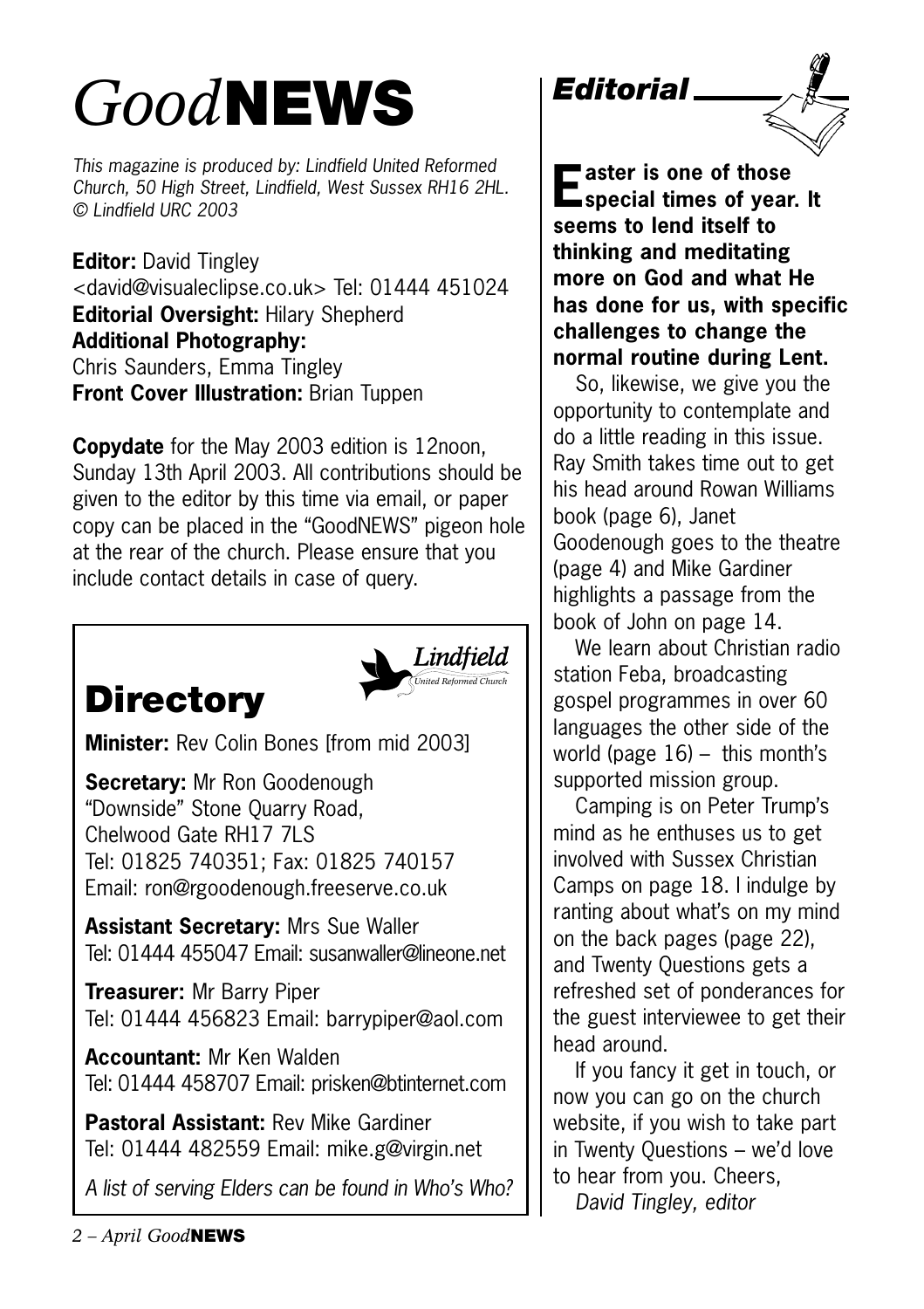# *Good*NEWS

*This magazine is produced by: Lindfield United Reformed Church, 50 High Street, Lindfield, West Sussex RH16 2HL. © Lindfield URC 2003*

**Editor:** David Tingley <david@visualeclipse.co.uk> Tel: 01444 451024
**Editorial Oversight:** Hilary Shepherd
**Additional Photography:** Chris Saunders, Emma Tingley
**Front Cover Illustration:** Brian Tuppen

**Copydate** for the May 2003 edition is 12noon, Sunday 13th April 2003. All contributions should be given to the editor by this time via email, or paper copy can be placed in the "GoodNEWS" pigeon hole at the rear of the church. Please ensure that you include contact details in case of query.

## Directory

*Lindfield United Reformed Church*

**Minister:** Rev Colin Bones [from mid 2003]

**Secretary:** Mr Ron Goodenough
"Downside" Stone Quarry Road, Chelwood Gate RH17 7LS
Tel: 01825 740351; Fax: 01825 740157
Email: ron@rgoodenough.freeserve.co.uk

**Assistant Secretary:** Mrs Sue Waller
Tel: 01444 455047 Email: susanwaller@lineone.net

**Treasurer:** Mr Barry Piper
Tel: 01444 456823 Email: barrypiper@aol.com

**Accountant:** Mr Ken Walden
Tel: 01444 458707 Email: prisken@btinternet.com

**Pastoral Assistant:** Rev Mike Gardiner
Tel: 01444 482559 Email: mike.g@virgin.net

*A list of serving Elders can be found in Who's Who?*

## *Editorial*

**Easter is one of those special times of year. It seems to lend itself to thinking and meditating more on God and what He has done for us, with specific challenges to change the normal routine during Lent.**

So, likewise, we give you the opportunity to contemplate and do a little reading in this issue. Ray Smith takes time out to get his head around Rowan Williams book (page 6), Janet Goodenough goes to the theatre (page 4) and Mike Gardiner highlights a passage from the book of John on page 14.

We learn about Christian radio station Feba, broadcasting gospel programmes in over 60 languages the other side of the world (page 16) – this month's supported mission group.

Camping is on Peter Trump's mind as he enthuses us to get involved with Sussex Christian Camps on page 18. I indulge by ranting about what's on my mind on the back pages (page 22), and Twenty Questions gets a refreshed set of ponderances for the guest interviewee to get their head around.

If you fancy it get in touch, or now you can go on the church website, if you wish to take part in Twenty Questions – we'd love to hear from you. Cheers,

*David Tingley, editor*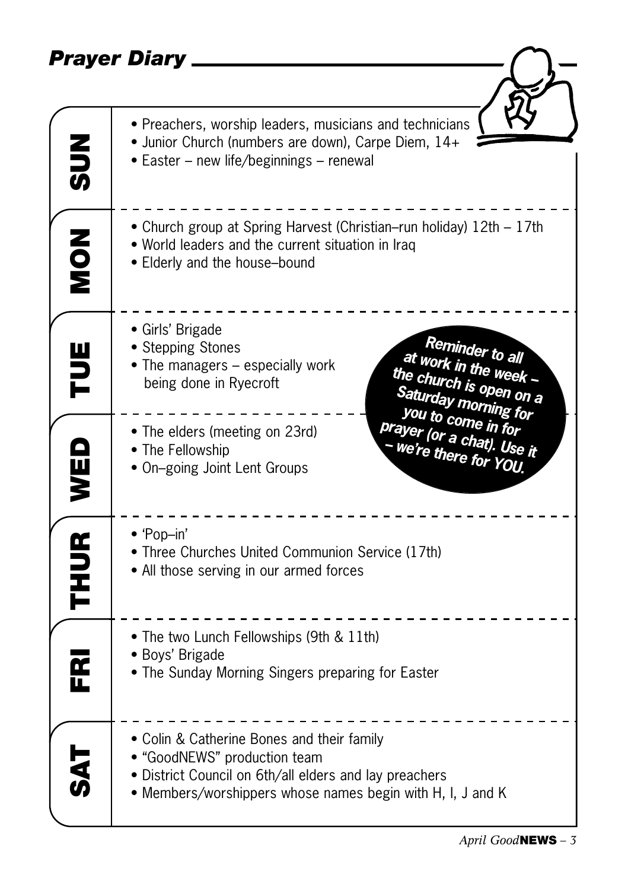# Prayer Diary

## SUN

- Preachers, worship leaders, musicians and technicians
- Junior Church (numbers are down), Carpe Diem, 14+
- Easter – new life/beginnings – renewal

## MON

- Church group at Spring Harvest (Christian–run holiday) 12th – 17th
- World leaders and the current situation in Iraq
- Elderly and the house–bound

## TUE

- Girls' Brigade
- Stepping Stones
- The managers – especially work being done in Ryecroft

**Reminder to all at work in the week – the church is open on a Saturday morning for you to come in for prayer (or a chat). Use it – we're there for YOU.**

## WED

- The elders (meeting on 23rd)
- The Fellowship
- On–going Joint Lent Groups

## THUR

- 'Pop–in'
- Three Churches United Communion Service (17th)
- All those serving in our armed forces

## FRI

- The two Lunch Fellowships (9th & 11th)
- Boys' Brigade
- The Sunday Morning Singers preparing for Easter

## SAT

- Colin & Catherine Bones and their family
- "GoodNEWS" production team
- District Council on 6th/all elders and lay preachers
- Members/worshippers whose names begin with H, I, J and K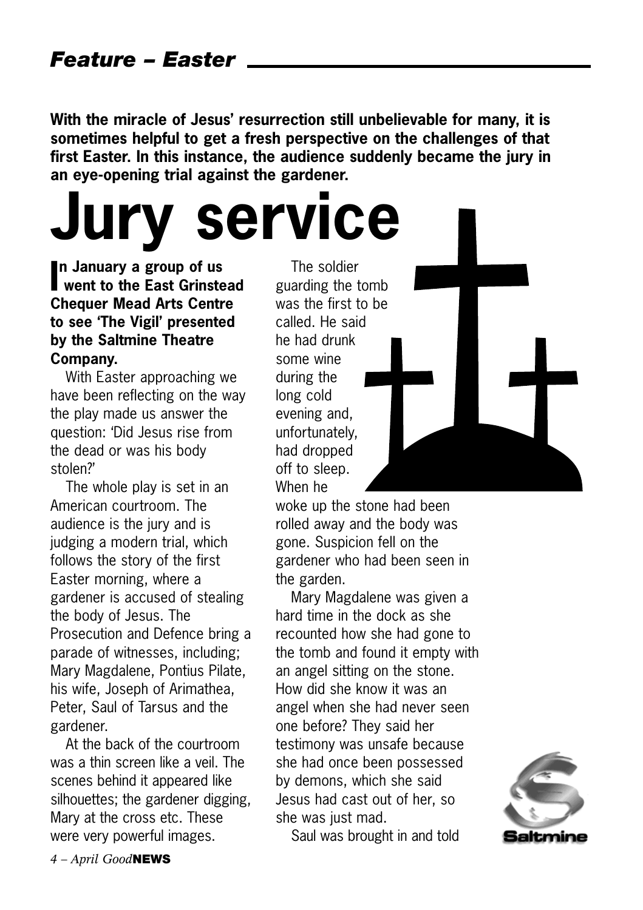## *Feature – Easter*

**With the miracle of Jesus' resurrection still unbelievable for many, it is sometimes helpful to get a fresh perspective on the challenges of that first Easter. In this instance, the audience suddenly became the jury in an eye-opening trial against the gardener.**

# Jury service

**In January a group of us went to the East Grinstead Chequer Mead Arts Centre to see 'The Vigil' presented by the Saltmine Theatre Company.**

With Easter approaching we have been reflecting on the way the play made us answer the question: 'Did Jesus rise from the dead or was his body stolen?'

The whole play is set in an American courtroom. The audience is the jury and is judging a modern trial, which follows the story of the first Easter morning, where a gardener is accused of stealing the body of Jesus. The Prosecution and Defence bring a parade of witnesses, including; Mary Magdalene, Pontius Pilate, his wife, Joseph of Arimathea, Peter, Saul of Tarsus and the gardener.

At the back of the courtroom was a thin screen like a veil. The scenes behind it appeared like silhouettes; the gardener digging, Mary at the cross etc. These were very powerful images.

The soldier guarding the tomb was the first to be called. He said he had drunk some wine during the long cold evening and, unfortunately, had dropped off to sleep. When he woke up the stone had been rolled away and the body was gone. Suspicion fell on the gardener who had been seen in the garden.

Mary Magdalene was given a hard time in the dock as she recounted how she had gone to the tomb and found it empty with an angel sitting on the stone. How did she know it was an angel when she had never seen one before? They said her testimony was unsafe because she had once been possessed by demons, which she said Jesus had cast out of her, so she was just mad.

Saul was brought in and told

Saltmine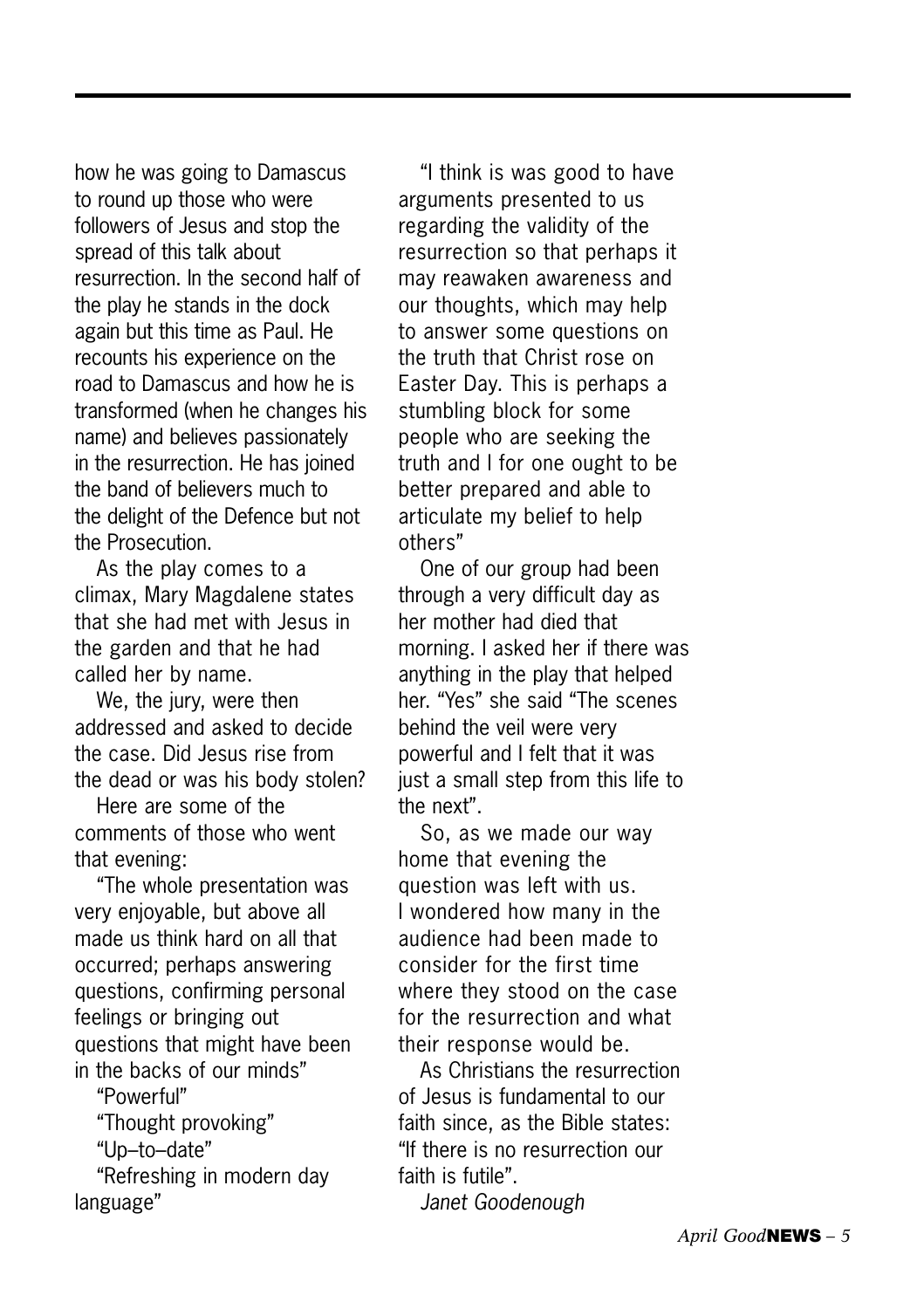how he was going to Damascus to round up those who were followers of Jesus and stop the spread of this talk about resurrection. In the second half of the play he stands in the dock again but this time as Paul. He recounts his experience on the road to Damascus and how he is transformed (when he changes his name) and believes passionately in the resurrection. He has joined the band of believers much to the delight of the Defence but not the Prosecution.

As the play comes to a climax, Mary Magdalene states that she had met with Jesus in the garden and that he had called her by name.

We, the jury, were then addressed and asked to decide the case. Did Jesus rise from the dead or was his body stolen?

Here are some of the comments of those who went that evening:

"The whole presentation was very enjoyable, but above all made us think hard on all that occurred; perhaps answering questions, confirming personal feelings or bringing out questions that might have been in the backs of our minds"

"Powerful"

"Thought provoking"

"Up–to–date"

"Refreshing in modern day language"

"I think is was good to have arguments presented to us regarding the validity of the resurrection so that perhaps it may reawaken awareness and our thoughts, which may help to answer some questions on the truth that Christ rose on Easter Day. This is perhaps a stumbling block for some people who are seeking the truth and I for one ought to be better prepared and able to articulate my belief to help others"

One of our group had been through a very difficult day as her mother had died that morning. I asked her if there was anything in the play that helped her. "Yes" she said "The scenes behind the veil were very powerful and I felt that it was just a small step from this life to the next".

So, as we made our way home that evening the question was left with us. I wondered how many in the audience had been made to consider for the first time where they stood on the case for the resurrection and what their response would be.

As Christians the resurrection of Jesus is fundamental to our faith since, as the Bible states: "If there is no resurrection our faith is futile".

*Janet Goodenough*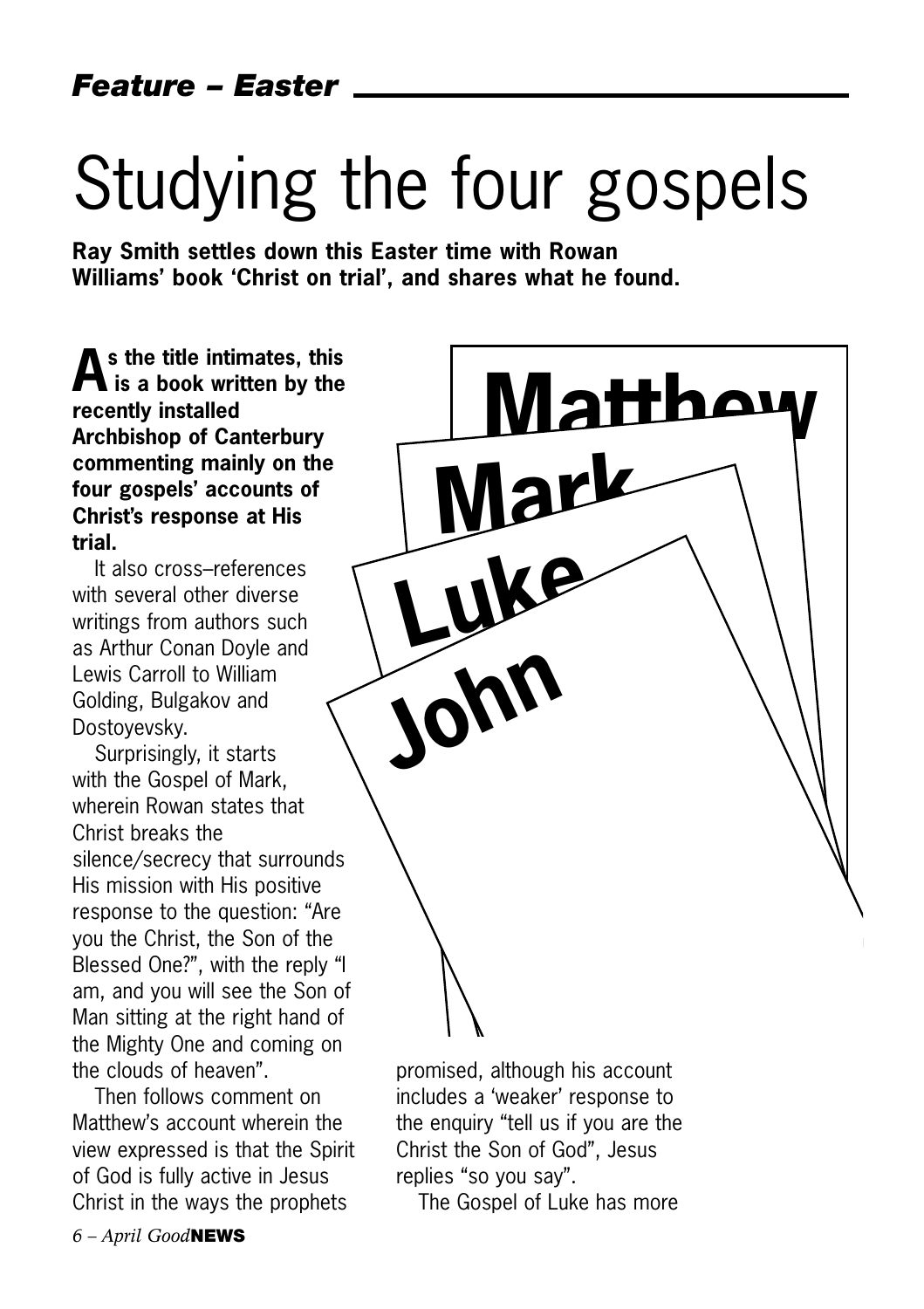*Feature – Easter*

# Studying the four gospels

**Ray Smith settles down this Easter time with Rowan Williams' book 'Christ on trial', and shares what he found.**

**As the title intimates, this is a book written by the recently installed Archbishop of Canterbury commenting mainly on the four gospels' accounts of Christ's response at His trial.**

It also cross–references with several other diverse writings from authors such as Arthur Conan Doyle and Lewis Carroll to William Golding, Bulgakov and Dostoyevsky.

Surprisingly, it starts with the Gospel of Mark, wherein Rowan states that Christ breaks the silence/secrecy that surrounds His mission with His positive response to the question: "Are you the Christ, the Son of the Blessed One?", with the reply "I am, and you will see the Son of Man sitting at the right hand of the Mighty One and coming on the clouds of heaven".

Then follows comment on Matthew's account wherein the view expressed is that the Spirit of God is fully active in Jesus Christ in the ways the prophets promised, although his account includes a 'weaker' response to the enquiry "tell us if you are the Christ the Son of God", Jesus replies "so you say".

The Gospel of Luke has more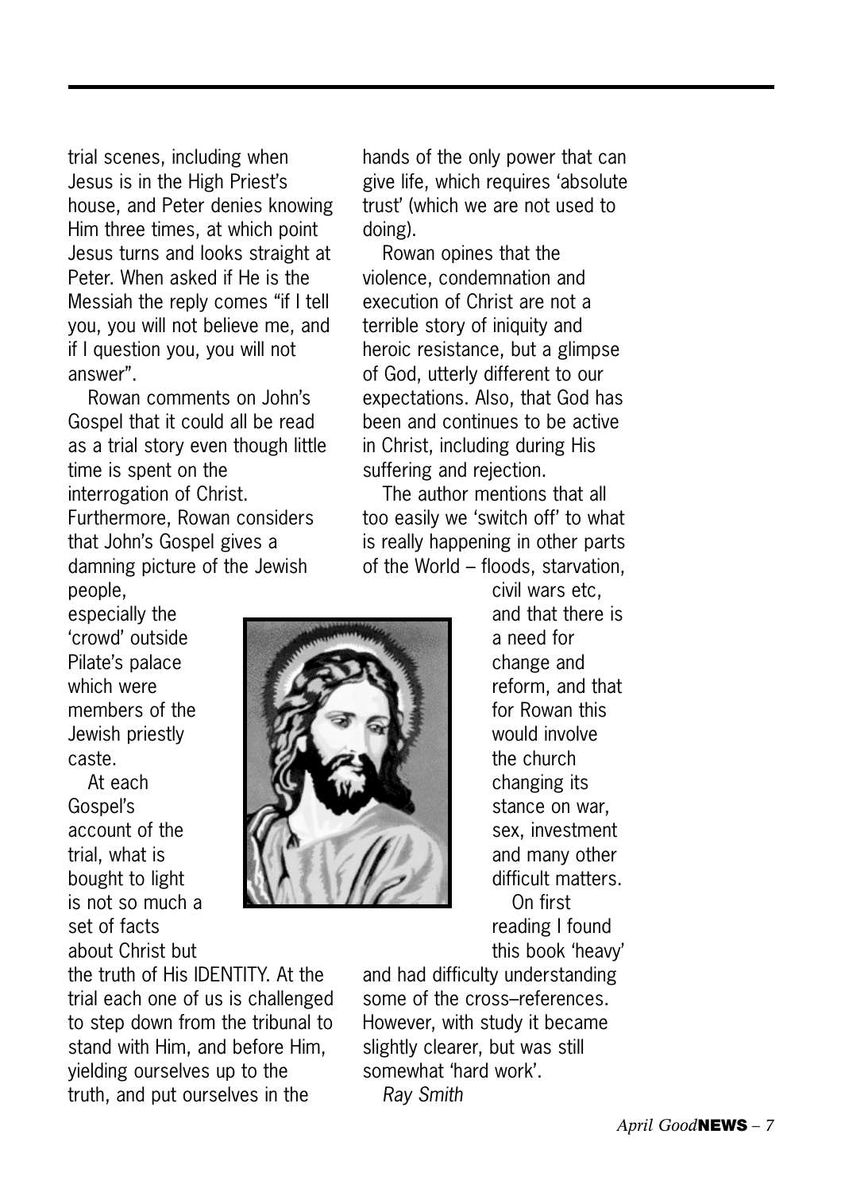trial scenes, including when Jesus is in the High Priest's house, and Peter denies knowing Him three times, at which point Jesus turns and looks straight at Peter. When asked if He is the Messiah the reply comes "if I tell you, you will not believe me, and if I question you, you will not answer".

Rowan comments on John's Gospel that it could all be read as a trial story even though little time is spent on the interrogation of Christ. Furthermore, Rowan considers that John's Gospel gives a damning picture of the Jewish people, especially the 'crowd' outside Pilate's palace which were members of the Jewish priestly caste.

At each Gospel's account of the trial, what is bought to light is not so much a set of facts about Christ but the truth of His IDENTITY. At the trial each one of us is challenged to step down from the tribunal to stand with Him, and before Him, yielding ourselves up to the truth, and put ourselves in the hands of the only power that can give life, which requires 'absolute trust' (which we are not used to doing).

Rowan opines that the violence, condemnation and execution of Christ are not a terrible story of iniquity and heroic resistance, but a glimpse of God, utterly different to our expectations. Also, that God has been and continues to be active in Christ, including during His suffering and rejection.

The author mentions that all too easily we 'switch off' to what is really happening in other parts of the World – floods, starvation, civil wars etc, and that there is a need for change and reform, and that for Rowan this would involve the church changing its stance on war, sex, investment and many other difficult matters.

On first reading I found this book 'heavy' and had difficulty understanding some of the cross–references. However, with study it became slightly clearer, but was still somewhat 'hard work'.

*Ray Smith*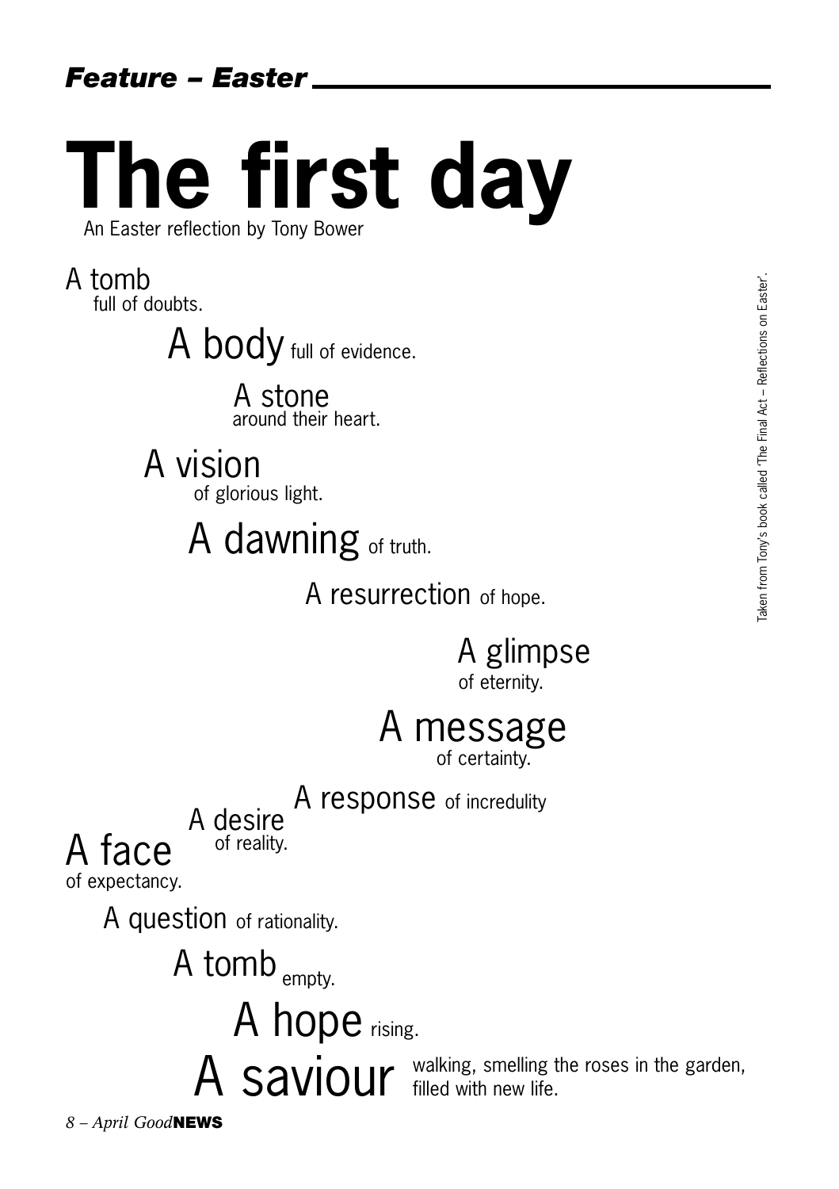*Feature – Easter*

# The first day

An Easter reflection by Tony Bower

A tomb full of doubts.

A body full of evidence.

A stone around their heart.

A vision of glorious light.

A dawning of truth.

A resurrection of hope.

A glimpse of eternity.

A message of certainty.

A response of incredulity

A desire of reality.

A face of expectancy.

A question of rationality.

A tomb empty.

A hope rising.

A saviour walking, smelling the roses in the garden, filled with new life.

Taken from Tony's book called 'The Final Act – Reflections on Easter'.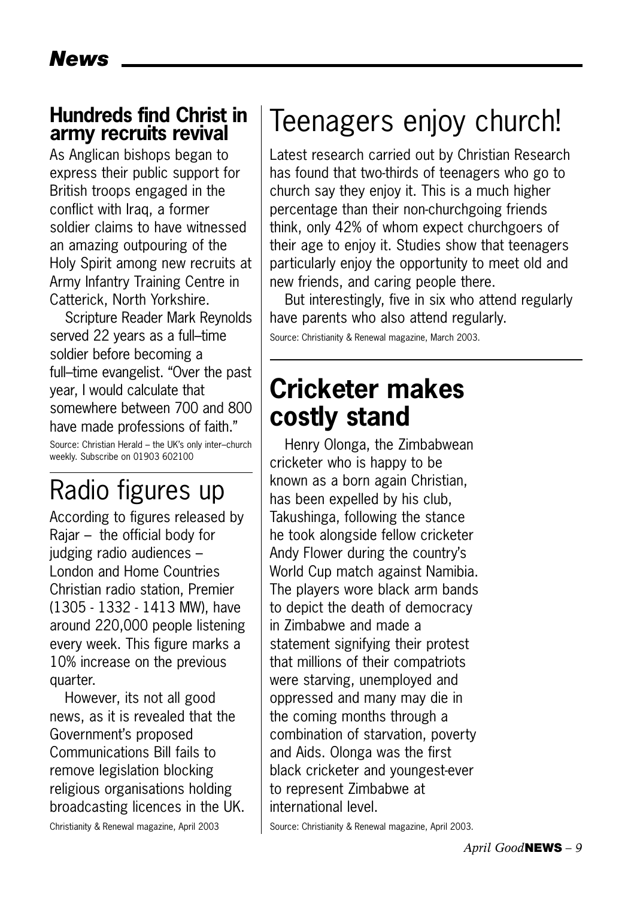## Hundreds find Christ in army recruits revival

As Anglican bishops began to express their public support for British troops engaged in the conflict with Iraq, a former soldier claims to have witnessed an amazing outpouring of the Holy Spirit among new recruits at Army Infantry Training Centre in Catterick, North Yorkshire.

Scripture Reader Mark Reynolds served 22 years as a full–time soldier before becoming a full–time evangelist. "Over the past year, I would calculate that somewhere between 700 and 800 have made professions of faith."

Source: Christian Herald – the UK's only inter–church weekly. Subscribe on 01903 602100

# Radio figures up

According to figures released by Rajar – the official body for judging radio audiences – London and Home Countries Christian radio station, Premier (1305 - 1332 - 1413 MW), have around 220,000 people listening every week. This figure marks a 10% increase on the previous quarter.

However, its not all good news, as it is revealed that the Government's proposed Communications Bill fails to remove legislation blocking religious organisations holding broadcasting licences in the UK.

Christianity & Renewal magazine, April 2003

# Teenagers enjoy church!

Latest research carried out by Christian Research has found that two-thirds of teenagers who go to church say they enjoy it. This is a much higher percentage than their non-churchgoing friends think, only 42% of whom expect churchgoers of their age to enjoy it. Studies show that teenagers particularly enjoy the opportunity to meet old and new friends, and caring people there.

But interestingly, five in six who attend regularly have parents who also attend regularly.

Source: Christianity & Renewal magazine, March 2003.

# Cricketer makes costly stand

Henry Olonga, the Zimbabwean cricketer who is happy to be known as a born again Christian, has been expelled by his club, Takushinga, following the stance he took alongside fellow cricketer Andy Flower during the country's World Cup match against Namibia. The players wore black arm bands to depict the death of democracy in Zimbabwe and made a statement signifying their protest that millions of their compatriots were starving, unemployed and oppressed and many may die in the coming months through a combination of starvation, poverty and Aids. Olonga was the first black cricketer and youngest-ever to represent Zimbabwe at international level.

Source: Christianity & Renewal magazine, April 2003.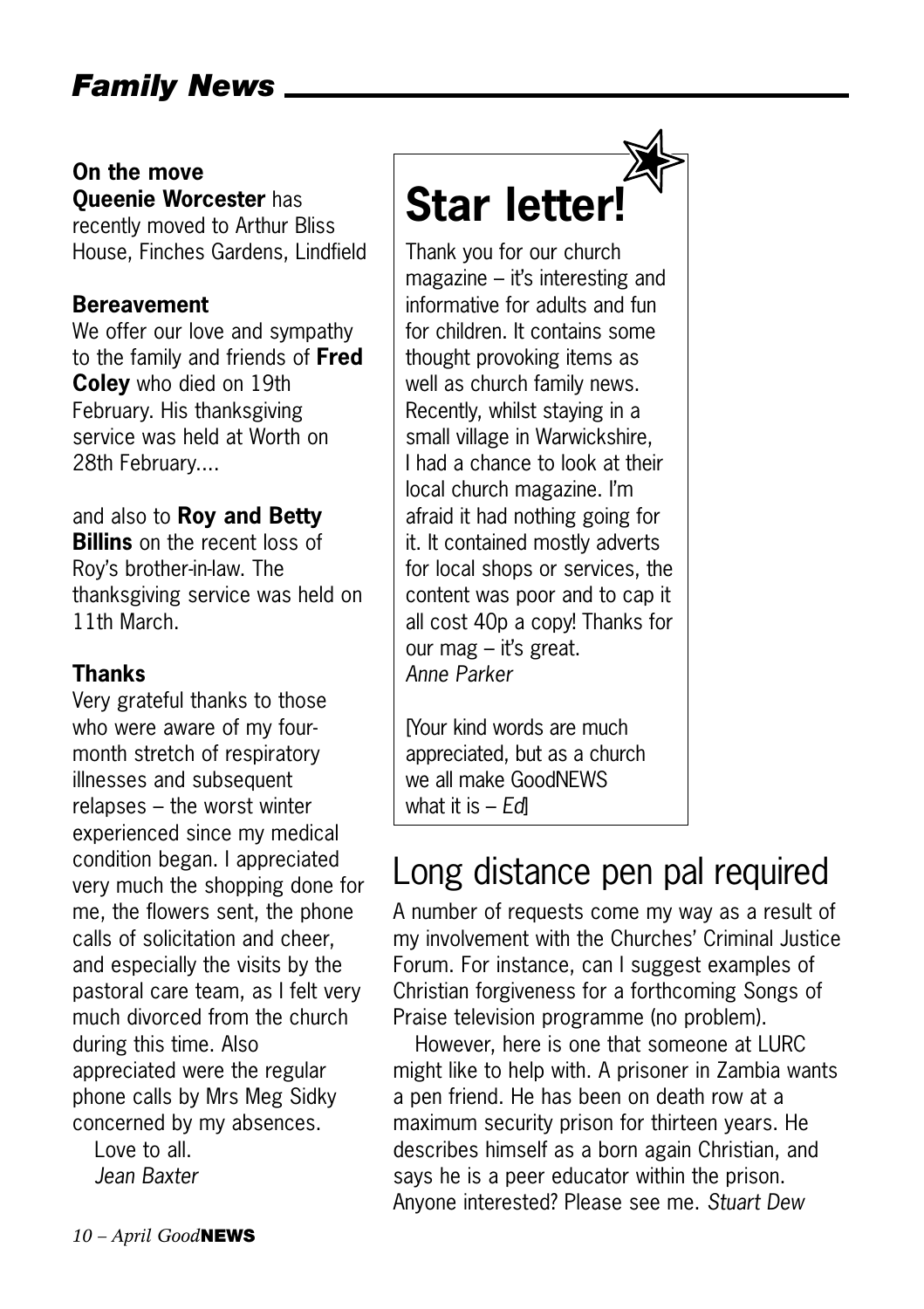## Family News

**On the move**

**Queenie Worcester** has recently moved to Arthur Bliss House, Finches Gardens, Lindfield

**Bereavement**

We offer our love and sympathy to the family and friends of **Fred Coley** who died on 19th February. His thanksgiving service was held at Worth on 28th February....

and also to **Roy and Betty Billins** on the recent loss of Roy's brother-in-law. The thanksgiving service was held on 11th March.

**Thanks**

Very grateful thanks to those who were aware of my four-month stretch of respiratory illnesses and subsequent relapses – the worst winter experienced since my medical condition began. I appreciated very much the shopping done for me, the flowers sent, the phone calls of solicitation and cheer, and especially the visits by the pastoral care team, as I felt very much divorced from the church during this time. Also appreciated were the regular phone calls by Mrs Meg Sidky concerned by my absences.

Love to all.

*Jean Baxter*

## Star letter!

Thank you for our church magazine – it's interesting and informative for adults and fun for children. It contains some thought provoking items as well as church family news. Recently, whilst staying in a small village in Warwickshire, I had a chance to look at their local church magazine. I'm afraid it had nothing going for it. It contained mostly adverts for local shops or services, the content was poor and to cap it all cost 40p a copy! Thanks for our mag – it's great.

*Anne Parker*

[Your kind words are much appreciated, but as a church we all make GoodNEWS what it is – *Ed*]

# Long distance pen pal required

A number of requests come my way as a result of my involvement with the Churches' Criminal Justice Forum. For instance, can I suggest examples of Christian forgiveness for a forthcoming Songs of Praise television programme (no problem).

However, here is one that someone at LURC might like to help with. A prisoner in Zambia wants a pen friend. He has been on death row at a maximum security prison for thirteen years. He describes himself as a born again Christian, and says he is a peer educator within the prison. Anyone interested? Please see me. *Stuart Dew*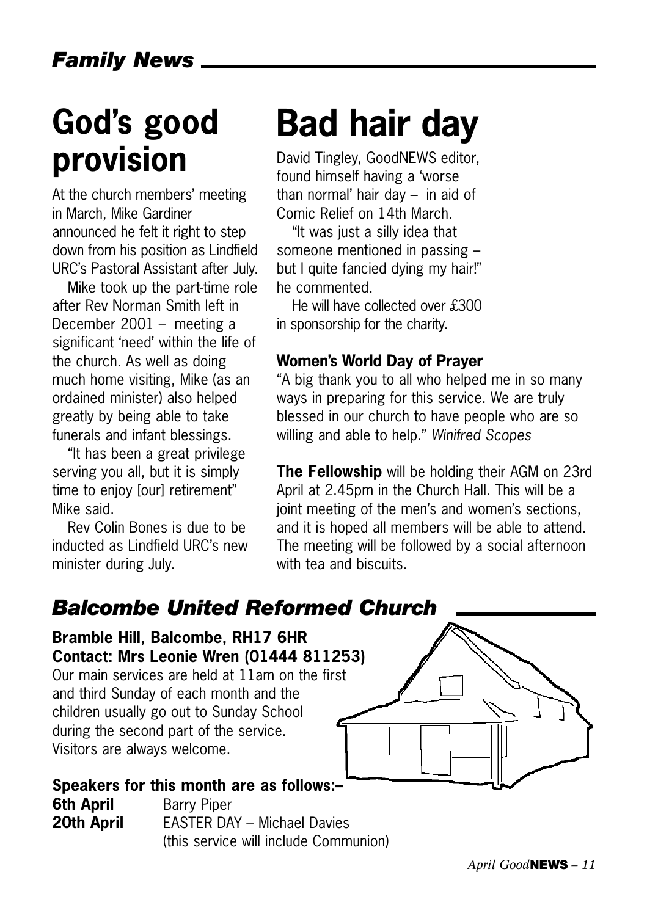## *Family News*

# God's good provision

At the church members' meeting in March, Mike Gardiner announced he felt it right to step down from his position as Lindfield URC's Pastoral Assistant after July.

Mike took up the part-time role after Rev Norman Smith left in December 2001 – meeting a significant 'need' within the life of the church. As well as doing much home visiting, Mike (as an ordained minister) also helped greatly by being able to take funerals and infant blessings.

"It has been a great privilege serving you all, but it is simply time to enjoy [our] retirement" Mike said.

Rev Colin Bones is due to be inducted as Lindfield URC's new minister during July.

# Bad hair day

David Tingley, GoodNEWS editor, found himself having a 'worse than normal' hair day – in aid of Comic Relief on 14th March.

"It was just a silly idea that someone mentioned in passing – but I quite fancied dying my hair!" he commented.

He will have collected over £300 in sponsorship for the charity.

**Women's World Day of Prayer**

"A big thank you to all who helped me in so many ways in preparing for this service. We are truly blessed in our church to have people who are so willing and able to help." *Winifred Scopes*

**The Fellowship** will be holding their AGM on 23rd April at 2.45pm in the Church Hall. This will be a joint meeting of the men's and women's sections, and it is hoped all members will be able to attend. The meeting will be followed by a social afternoon with tea and biscuits.

## *Balcombe United Reformed Church*

**Bramble Hill, Balcombe, RH17 6HR**
**Contact: Mrs Leonie Wren (01444 811253)**

Our main services are held at 11am on the first and third Sunday of each month and the children usually go out to Sunday School during the second part of the service. Visitors are always welcome.

**Speakers for this month are as follows:–**

**6th April** Barry Piper
**20th April** EASTER DAY – Michael Davies (this service will include Communion)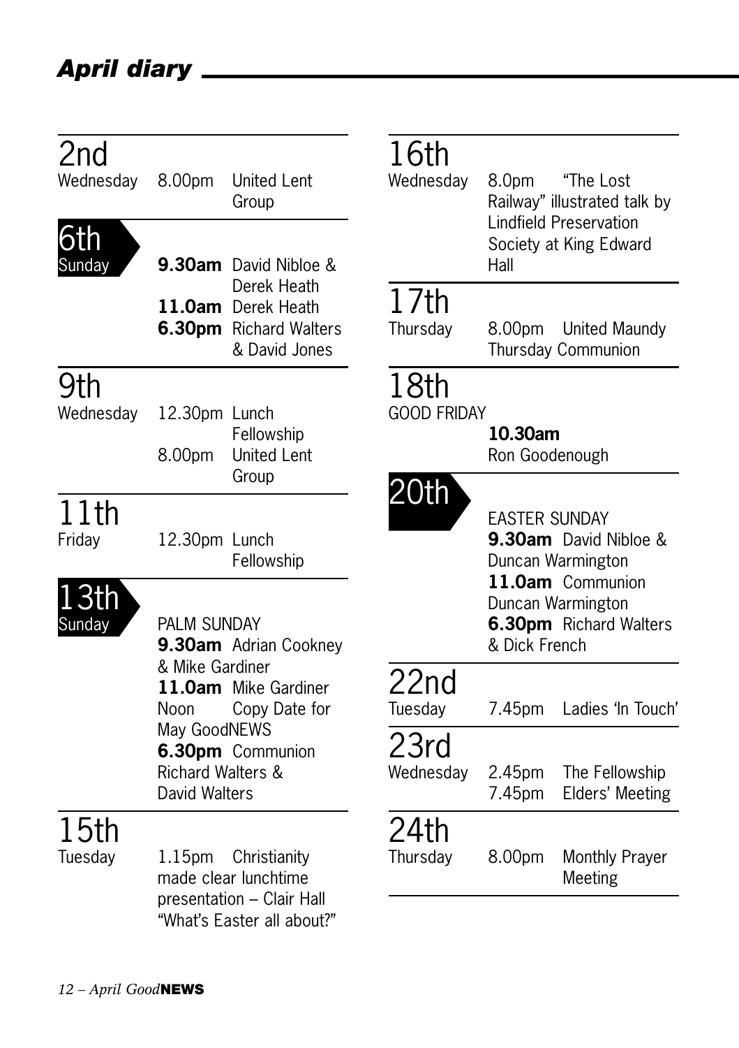## *April diary*

**2nd**
Wednesday — 8.00pm United Lent Group

**6th**
Sunday
**9.30am** David Nibloe & Derek Heath
**11.0am** Derek Heath
**6.30pm** Richard Walters & David Jones

**9th**
Wednesday — 12.30pm Lunch Fellowship
8.00pm United Lent Group

**11th**
Friday — 12.30pm Lunch Fellowship

**13th**
Sunday
PALM SUNDAY
**9.30am** Adrian Cookney & Mike Gardiner
**11.0am** Mike Gardiner
Noon Copy Date for May GoodNEWS
**6.30pm** Communion Richard Walters & David Walters

**15th**
Tuesday — 1.15pm Christianity made clear lunchtime presentation – Clair Hall "What's Easter all about?"

**16th**
Wednesday — 8.0pm "The Lost Railway" illustrated talk by Lindfield Preservation Society at King Edward Hall

**17th**
Thursday — 8.00pm United Maundy Thursday Communion

**18th**
GOOD FRIDAY
**10.30am**
Ron Goodenough

**20th**
EASTER SUNDAY
**9.30am** David Nibloe & Duncan Warmington
**11.0am** Communion Duncan Warmington
**6.30pm** Richard Walters & Dick French

**22nd**
Tuesday — 7.45pm Ladies 'In Touch'

**23rd**
Wednesday — 2.45pm The Fellowship
7.45pm Elders' Meeting

**24th**
Thursday — 8.00pm Monthly Prayer Meeting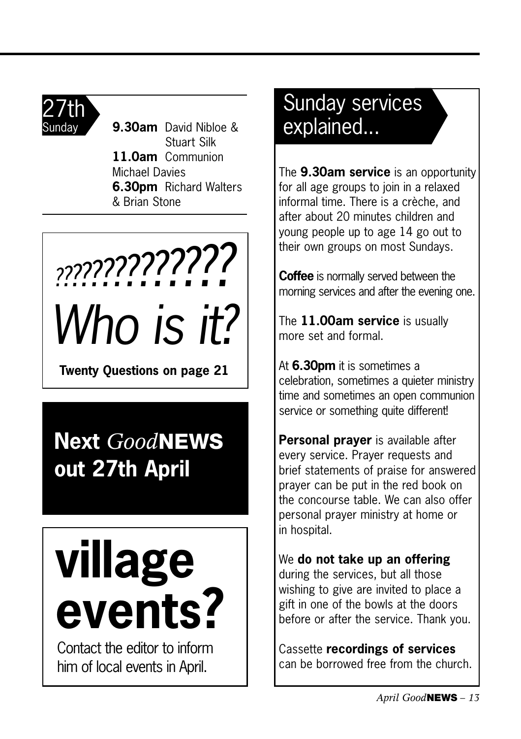## 27th Sunday

**9.30am** David Nibloe & Stuart Silk
**11.0am** Communion Michael Davies
**6.30pm** Richard Walters & Brian Stone

*?????????????*

# *Who is it?*

**Twenty Questions on page 21**

## Next *Good*NEWS out 27th April

# village events?

Contact the editor to inform him of local events in April.

## Sunday services explained...

The **9.30am service** is an opportunity for all age groups to join in a relaxed informal time. There is a crèche, and after about 20 minutes children and young people up to age 14 go out to their own groups on most Sundays.

**Coffee** is normally served between the morning services and after the evening one.

The **11.00am service** is usually more set and formal.

At **6.30pm** it is sometimes a celebration, sometimes a quieter ministry time and sometimes an open communion service or something quite different!

**Personal prayer** is available after every service. Prayer requests and brief statements of praise for answered prayer can be put in the red book on the concourse table. We can also offer personal prayer ministry at home or in hospital.

We **do not take up an offering** during the services, but all those wishing to give are invited to place a gift in one of the bowls at the doors before or after the service. Thank you.

Cassette **recordings of services** can be borrowed free from the church.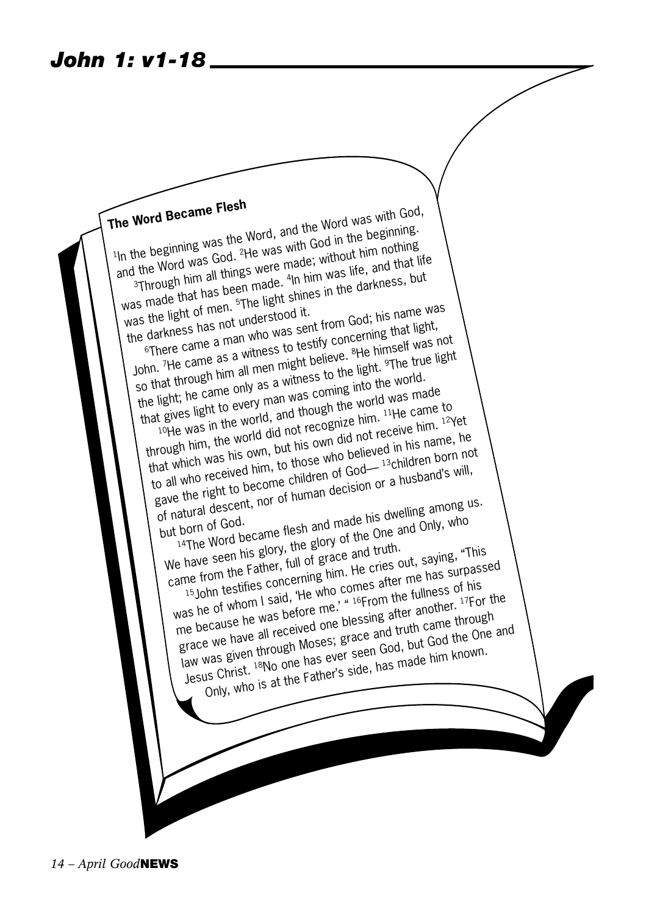# *John 1: v1-18*

**The Word Became Flesh**

[1]In the beginning was the Word, and the Word was with God, and the Word was God. [2]He was with God in the beginning. [3]Through him all things were made; without him nothing was made that has been made. [4]In him was life, and that life was the light of men. [5]The light shines in the darkness, but the darkness has not understood it.

[6]There came a man who was sent from God; his name was John. [7]He came as a witness to testify concerning that light, so that through him all men might believe. [8]He himself was not the light; he came only as a witness to the light. [9]The true light that gives light to every man was coming into the world.

[10]He was in the world, and though the world was made through him, the world did not recognize him. [11]He came to that which was his own, but his own did not receive him. [12]Yet to all who received him, to those who believed in his name, he gave the right to become children of God— [13]children born not of natural descent, nor of human decision or a husband's will, but born of God.

[14]The Word became flesh and made his dwelling among us. We have seen his glory, the glory of the One and Only, who came from the Father, full of grace and truth.

[15]John testifies concerning him. He cries out, saying, "This was he of whom I said, 'He who comes after me has surpassed me because he was before me.' " [16]From the fullness of his grace we have all received one blessing after another. [17]For the law was given through Moses; grace and truth came through Jesus Christ. [18]No one has ever seen God, but God the One and Only, who is at the Father's side, has made him known.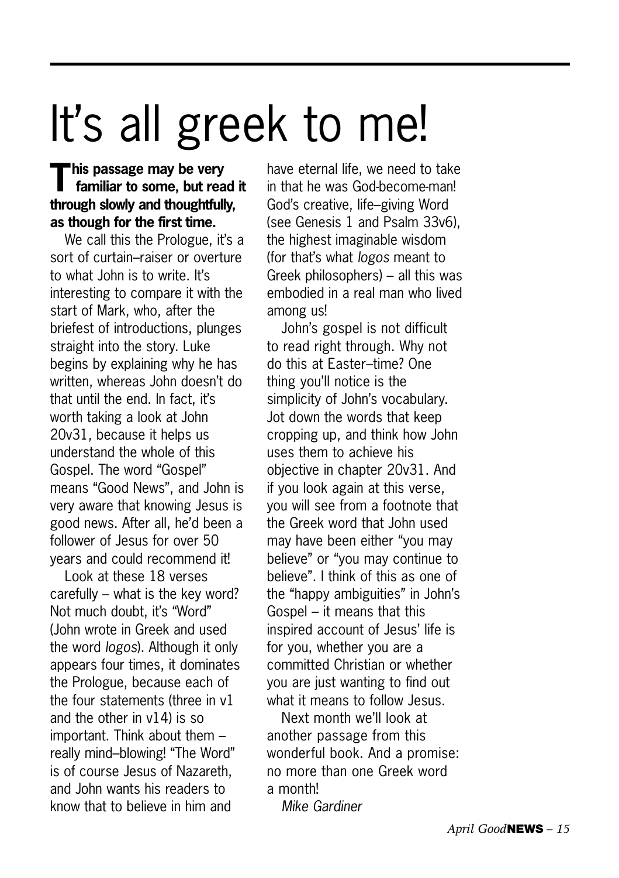# It's all greek to me!

**This passage may be very familiar to some, but read it through slowly and thoughtfully, as though for the first time.**

We call this the Prologue, it's a sort of curtain–raiser or overture to what John is to write. It's interesting to compare it with the start of Mark, who, after the briefest of introductions, plunges straight into the story. Luke begins by explaining why he has written, whereas John doesn't do that until the end. In fact, it's worth taking a look at John 20v31, because it helps us understand the whole of this Gospel. The word "Gospel" means "Good News", and John is very aware that knowing Jesus is good news. After all, he'd been a follower of Jesus for over 50 years and could recommend it!

Look at these 18 verses carefully – what is the key word? Not much doubt, it's "Word" (John wrote in Greek and used the word *logos*). Although it only appears four times, it dominates the Prologue, because each of the four statements (three in v1 and the other in v14) is so important. Think about them – really mind–blowing! "The Word" is of course Jesus of Nazareth, and John wants his readers to know that to believe in him and have eternal life, we need to take in that he was God-become-man! God's creative, life–giving Word (see Genesis 1 and Psalm 33v6), the highest imaginable wisdom (for that's what *logos* meant to Greek philosophers) – all this was embodied in a real man who lived among us!

John's gospel is not difficult to read right through. Why not do this at Easter–time? One thing you'll notice is the simplicity of John's vocabulary. Jot down the words that keep cropping up, and think how John uses them to achieve his objective in chapter 20v31. And if you look again at this verse, you will see from a footnote that the Greek word that John used may have been either "you may believe" or "you may continue to believe". I think of this as one of the "happy ambiguities" in John's Gospel – it means that this inspired account of Jesus' life is for you, whether you are a committed Christian or whether you are just wanting to find out what it means to follow Jesus.

Next month we'll look at another passage from this wonderful book. And a promise: no more than one Greek word a month!

*Mike Gardiner*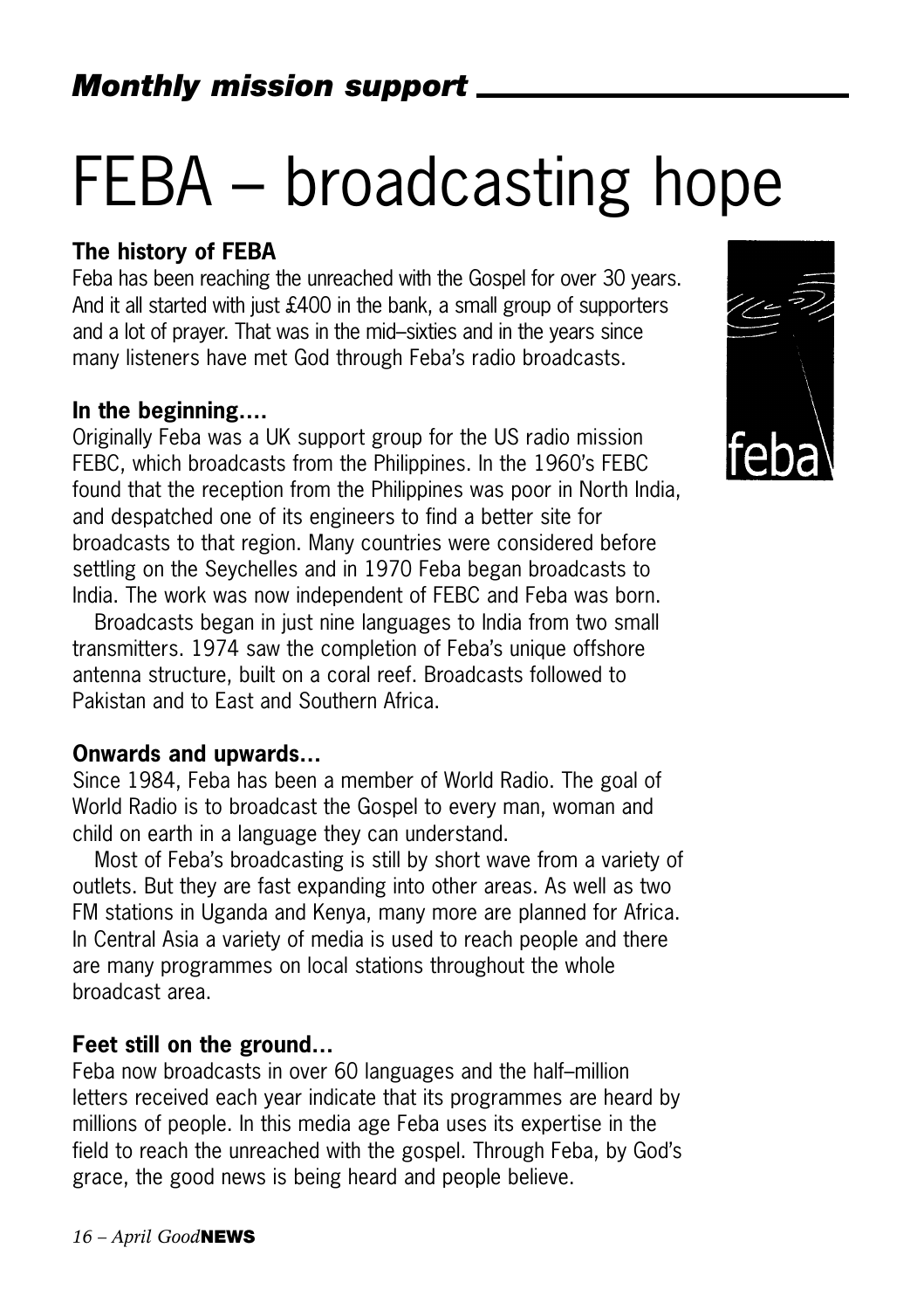## *Monthly mission support*

# FEBA – broadcasting hope

### The history of FEBA

Feba has been reaching the unreached with the Gospel for over 30 years. And it all started with just £400 in the bank, a small group of supporters and a lot of prayer. That was in the mid–sixties and in the years since many listeners have met God through Feba's radio broadcasts.

### In the beginning....

Originally Feba was a UK support group for the US radio mission FEBC, which broadcasts from the Philippines. In the 1960's FEBC found that the reception from the Philippines was poor in North India, and despatched one of its engineers to find a better site for broadcasts to that region. Many countries were considered before settling on the Seychelles and in 1970 Feba began broadcasts to India. The work was now independent of FEBC and Feba was born.

Broadcasts began in just nine languages to India from two small transmitters. 1974 saw the completion of Feba's unique offshore antenna structure, built on a coral reef. Broadcasts followed to Pakistan and to East and Southern Africa.

### Onwards and upwards...

Since 1984, Feba has been a member of World Radio. The goal of World Radio is to broadcast the Gospel to every man, woman and child on earth in a language they can understand.

Most of Feba's broadcasting is still by short wave from a variety of outlets. But they are fast expanding into other areas. As well as two FM stations in Uganda and Kenya, many more are planned for Africa. In Central Asia a variety of media is used to reach people and there are many programmes on local stations throughout the whole broadcast area.

### Feet still on the ground...

Feba now broadcasts in over 60 languages and the half–million letters received each year indicate that its programmes are heard by millions of people. In this media age Feba uses its expertise in the field to reach the unreached with the gospel. Through Feba, by God's grace, the good news is being heard and people believe.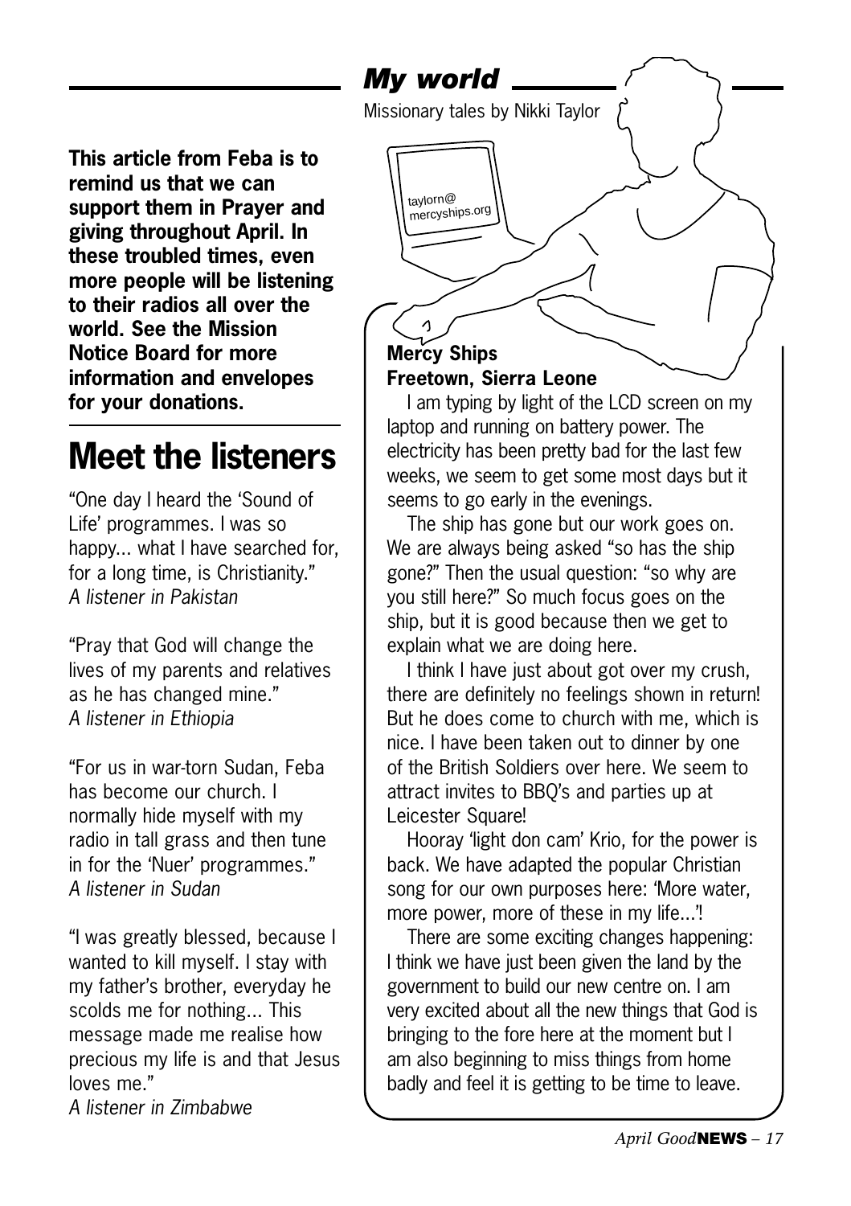**This article from Feba is to remind us that we can support them in Prayer and giving throughout April. In these troubled times, even more people will be listening to their radios all over the world. See the Mission Notice Board for more information and envelopes for your donations.**

# Meet the listeners

"One day I heard the 'Sound of Life' programmes. I was so happy... what I have searched for, for a long time, is Christianity."
*A listener in Pakistan*

"Pray that God will change the lives of my parents and relatives as he has changed mine."
*A listener in Ethiopia*

"For us in war-torn Sudan, Feba has become our church. I normally hide myself with my radio in tall grass and then tune in for the 'Nuer' programmes."
*A listener in Sudan*

"I was greatly blessed, because I wanted to kill myself. I stay with my father's brother, everyday he scolds me for nothing... This message made me realise how precious my life is and that Jesus loves me."
*A listener in Zimbabwe*

## *My world*

Missionary tales by Nikki Taylor

taylorn@mercyships.org

**Mercy Ships**
**Freetown, Sierra Leone**

I am typing by light of the LCD screen on my laptop and running on battery power. The electricity has been pretty bad for the last few weeks, we seem to get some most days but it seems to go early in the evenings.

The ship has gone but our work goes on. We are always being asked "so has the ship gone?" Then the usual question: "so why are you still here?" So much focus goes on the ship, but it is good because then we get to explain what we are doing here.

I think I have just about got over my crush, there are definitely no feelings shown in return! But he does come to church with me, which is nice. I have been taken out to dinner by one of the British Soldiers over here. We seem to attract invites to BBQ's and parties up at Leicester Square!

Hooray 'light don cam' Krio, for the power is back. We have adapted the popular Christian song for our own purposes here: 'More water, more power, more of these in my life...'!

There are some exciting changes happening: I think we have just been given the land by the government to build our new centre on. I am very excited about all the new things that God is bringing to the fore here at the moment but I am also beginning to miss things from home badly and feel it is getting to be time to leave.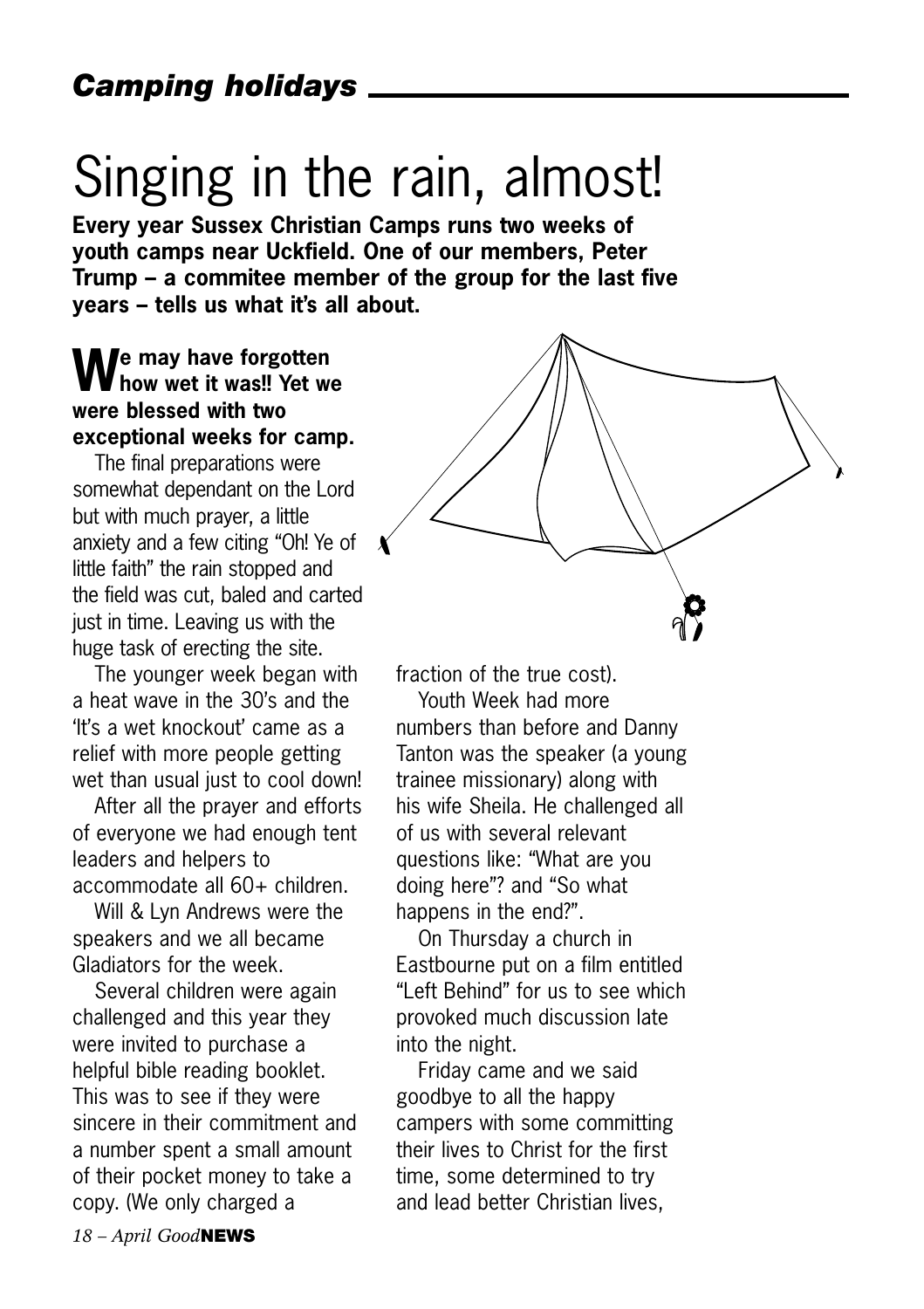*Camping holidays*

# Singing in the rain, almost!

**Every year Sussex Christian Camps runs two weeks of youth camps near Uckfield. One of our members, Peter Trump – a commitee member of the group for the last five years – tells us what it's all about.**

**We may have forgotten how wet it was!! Yet we were blessed with two exceptional weeks for camp.**

The final preparations were somewhat dependant on the Lord but with much prayer, a little anxiety and a few citing "Oh! Ye of little faith" the rain stopped and the field was cut, baled and carted just in time. Leaving us with the huge task of erecting the site.

The younger week began with a heat wave in the 30's and the 'It's a wet knockout' came as a relief with more people getting wet than usual just to cool down!

After all the prayer and efforts of everyone we had enough tent leaders and helpers to accommodate all 60+ children.

Will & Lyn Andrews were the speakers and we all became Gladiators for the week.

Several children were again challenged and this year they were invited to purchase a helpful bible reading booklet. This was to see if they were sincere in their commitment and a number spent a small amount of their pocket money to take a copy. (We only charged a fraction of the true cost).

Youth Week had more numbers than before and Danny Tanton was the speaker (a young trainee missionary) along with his wife Sheila. He challenged all of us with several relevant questions like: "What are you doing here"? and "So what happens in the end?".

On Thursday a church in Eastbourne put on a film entitled "Left Behind" for us to see which provoked much discussion late into the night.

Friday came and we said goodbye to all the happy campers with some committing their lives to Christ for the first time, some determined to try and lead better Christian lives,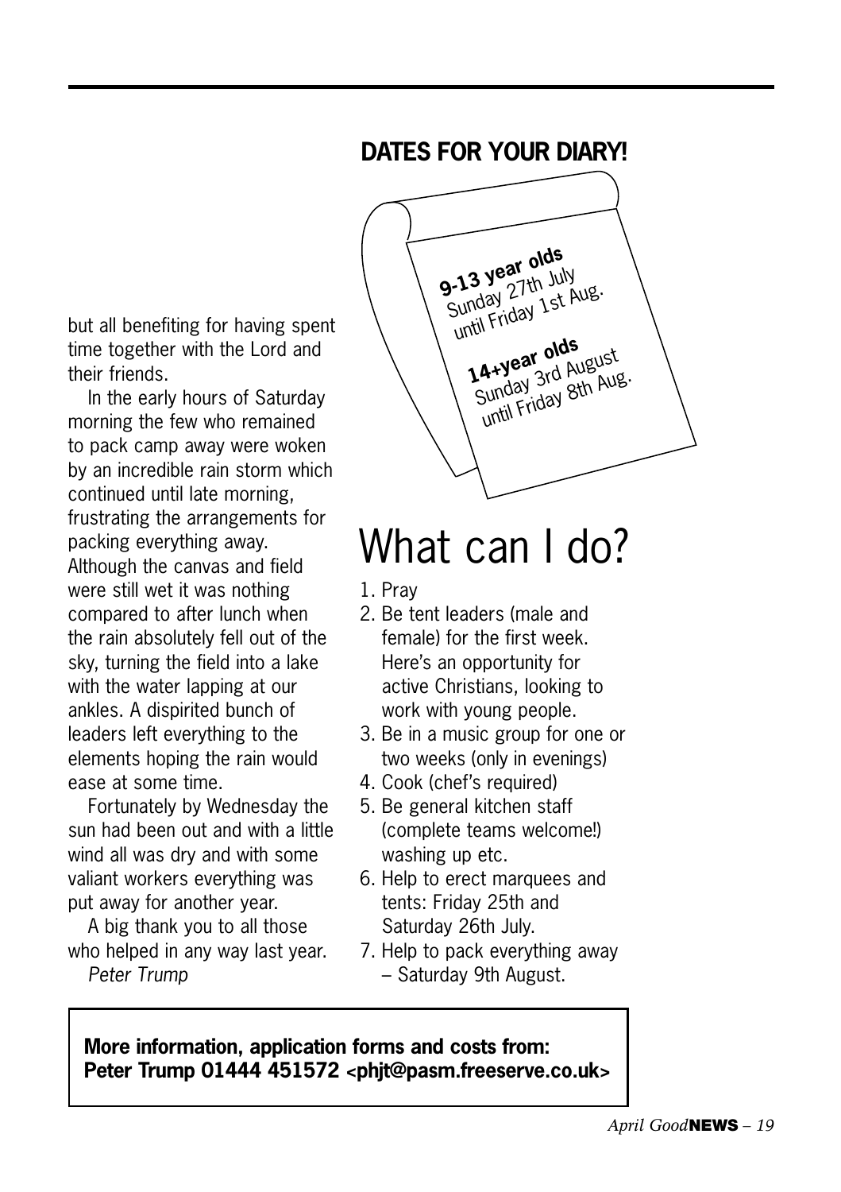but all benefiting for having spent time together with the Lord and their friends.

In the early hours of Saturday morning the few who remained to pack camp away were woken by an incredible rain storm which continued until late morning, frustrating the arrangements for packing everything away. Although the canvas and field were still wet it was nothing compared to after lunch when the rain absolutely fell out of the sky, turning the field into a lake with the water lapping at our ankles. A dispirited bunch of leaders left everything to the elements hoping the rain would ease at some time.

Fortunately by Wednesday the sun had been out and with a little wind all was dry and with some valiant workers everything was put away for another year.

A big thank you to all those who helped in any way last year.

*Peter Trump*

## DATES FOR YOUR DIARY!

**9-13 year olds**
Sunday 27th July
until Friday 1st Aug.

**14+year olds**
Sunday 3rd August
until Friday 8th Aug.

# What can I do?

1. Pray
2. Be tent leaders (male and female) for the first week. Here's an opportunity for active Christians, looking to work with young people.
3. Be in a music group for one or two weeks (only in evenings)
4. Cook (chef's required)
5. Be general kitchen staff (complete teams welcome!) washing up etc.
6. Help to erect marquees and tents: Friday 25th and Saturday 26th July.
7. Help to pack everything away – Saturday 9th August.

**More information, application forms and costs from:**
**Peter Trump 01444 451572 <phjt@pasm.freeserve.co.uk>**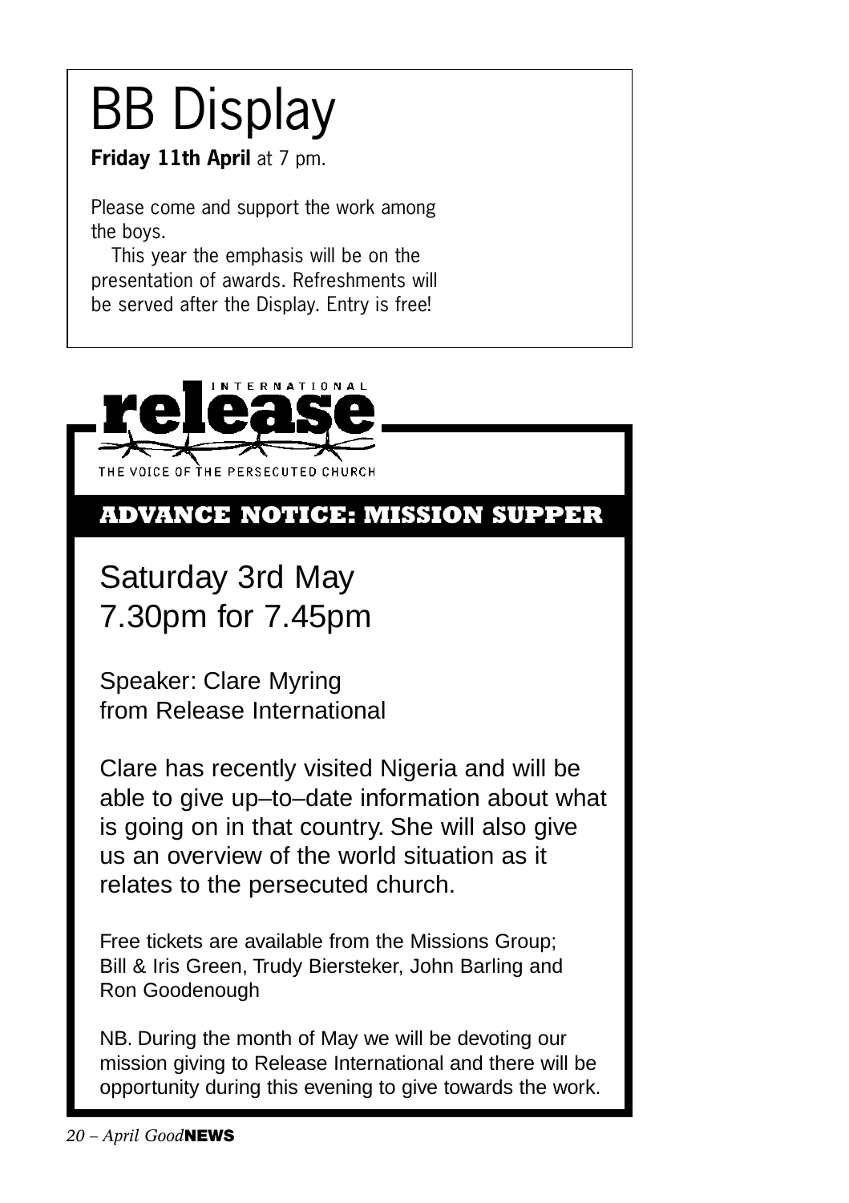# BB Display

**Friday 11th April** at 7 pm.

Please come and support the work among the boys.

This year the emphasis will be on the presentation of awards. Refreshments will be served after the Display. Entry is free!

INTERNATIONAL **release**

THE VOICE OF THE PERSECUTED CHURCH

## ADVANCE NOTICE: MISSION SUPPER

Saturday 3rd May
7.30pm for 7.45pm

Speaker: Clare Myring
from Release International

Clare has recently visited Nigeria and will be able to give up–to–date information about what is going on in that country. She will also give us an overview of the world situation as it relates to the persecuted church.

Free tickets are available from the Missions Group; Bill & Iris Green, Trudy Biersteker, John Barling and Ron Goodenough

NB. During the month of May we will be devoting our mission giving to Release International and there will be opportunity during this evening to give towards the work.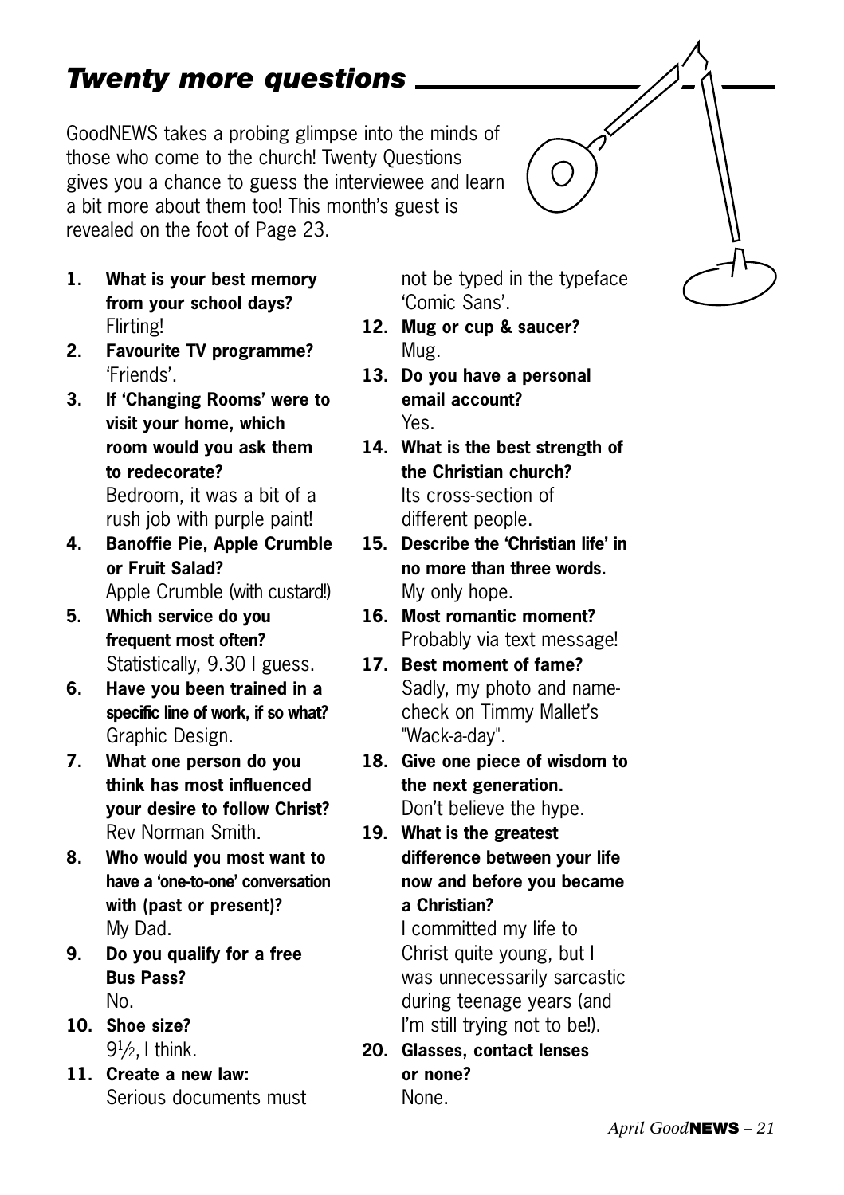# *Twenty more questions*

GoodNEWS takes a probing glimpse into the minds of those who come to the church! Twenty Questions gives you a chance to guess the interviewee and learn a bit more about them too! This month's guest is revealed on the foot of Page 23.

1. **What is your best memory from your school days?**
   Flirting!
2. **Favourite TV programme?**
   'Friends'.
3. **If 'Changing Rooms' were to visit your home, which room would you ask them to redecorate?**
   Bedroom, it was a bit of a rush job with purple paint!
4. **Banoffie Pie, Apple Crumble or Fruit Salad?**
   Apple Crumble (with custard!)
5. **Which service do you frequent most often?**
   Statistically, 9.30 I guess.
6. **Have you been trained in a specific line of work, if so what?**
   Graphic Design.
7. **What one person do you think has most influenced your desire to follow Christ?**
   Rev Norman Smith.
8. **Who would you most want to have a 'one-to-one' conversation with (past or present)?**
   My Dad.
9. **Do you qualify for a free Bus Pass?**
   No.
10. **Shoe size?**
    9½, I think.
11. **Create a new law:**
    Serious documents must not be typed in the typeface 'Comic Sans'.
12. **Mug or cup & saucer?**
    Mug.
13. **Do you have a personal email account?**
    Yes.
14. **What is the best strength of the Christian church?**
    Its cross-section of different people.
15. **Describe the 'Christian life' in no more than three words.**
    My only hope.
16. **Most romantic moment?**
    Probably via text message!
17. **Best moment of fame?**
    Sadly, my photo and name-check on Timmy Mallet's "Wack-a-day".
18. **Give one piece of wisdom to the next generation.**
    Don't believe the hype.
19. **What is the greatest difference between your life now and before you became a Christian?**
    I committed my life to Christ quite young, but I was unnecessarily sarcastic during teenage years (and I'm still trying not to be!).
20. **Glasses, contact lenses or none?**
    None.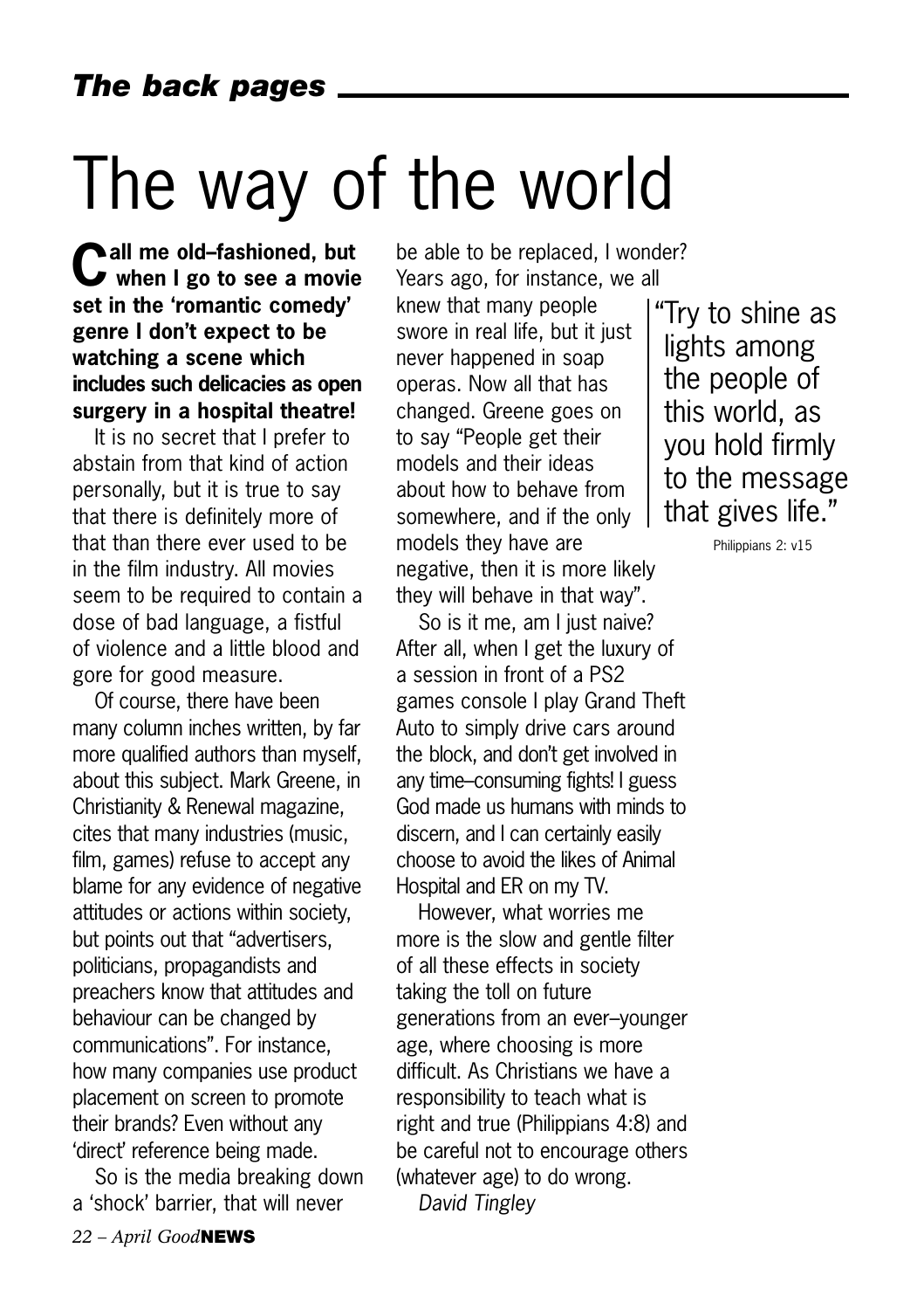# The way of the world

**Call me old–fashioned, but when I go to see a movie set in the 'romantic comedy' genre I don't expect to be watching a scene which includes such delicacies as open surgery in a hospital theatre!**

It is no secret that I prefer to abstain from that kind of action personally, but it is true to say that there is definitely more of that than there ever used to be in the film industry. All movies seem to be required to contain a dose of bad language, a fistful of violence and a little blood and gore for good measure.

Of course, there have been many column inches written, by far more qualified authors than myself, about this subject. Mark Greene, in Christianity & Renewal magazine, cites that many industries (music, film, games) refuse to accept any blame for any evidence of negative attitudes or actions within society, but points out that "advertisers, politicians, propagandists and preachers know that attitudes and behaviour can be changed by communications". For instance, how many companies use product placement on screen to promote their brands? Even without any 'direct' reference being made.

So is the media breaking down a 'shock' barrier, that will never be able to be replaced, I wonder? Years ago, for instance, we all knew that many people swore in real life, but it just never happened in soap operas. Now all that has changed. Greene goes on to say "People get their models and their ideas about how to behave from somewhere, and if the only models they have are negative, then it is more likely they will behave in that way".

> "Try to shine as lights among the people of this world, as you hold firmly to the message that gives life."
>
> Philippians 2: v15

So is it me, am I just naive? After all, when I get the luxury of a session in front of a PS2 games console I play Grand Theft Auto to simply drive cars around the block, and don't get involved in any time–consuming fights! I guess God made us humans with minds to discern, and I can certainly easily choose to avoid the likes of Animal Hospital and ER on my TV.

However, what worries me more is the slow and gentle filter of all these effects in society taking the toll on future generations from an ever–younger age, where choosing is more difficult. As Christians we have a responsibility to teach what is right and true (Philippians 4:8) and be careful not to encourage others (whatever age) to do wrong.

*David Tingley*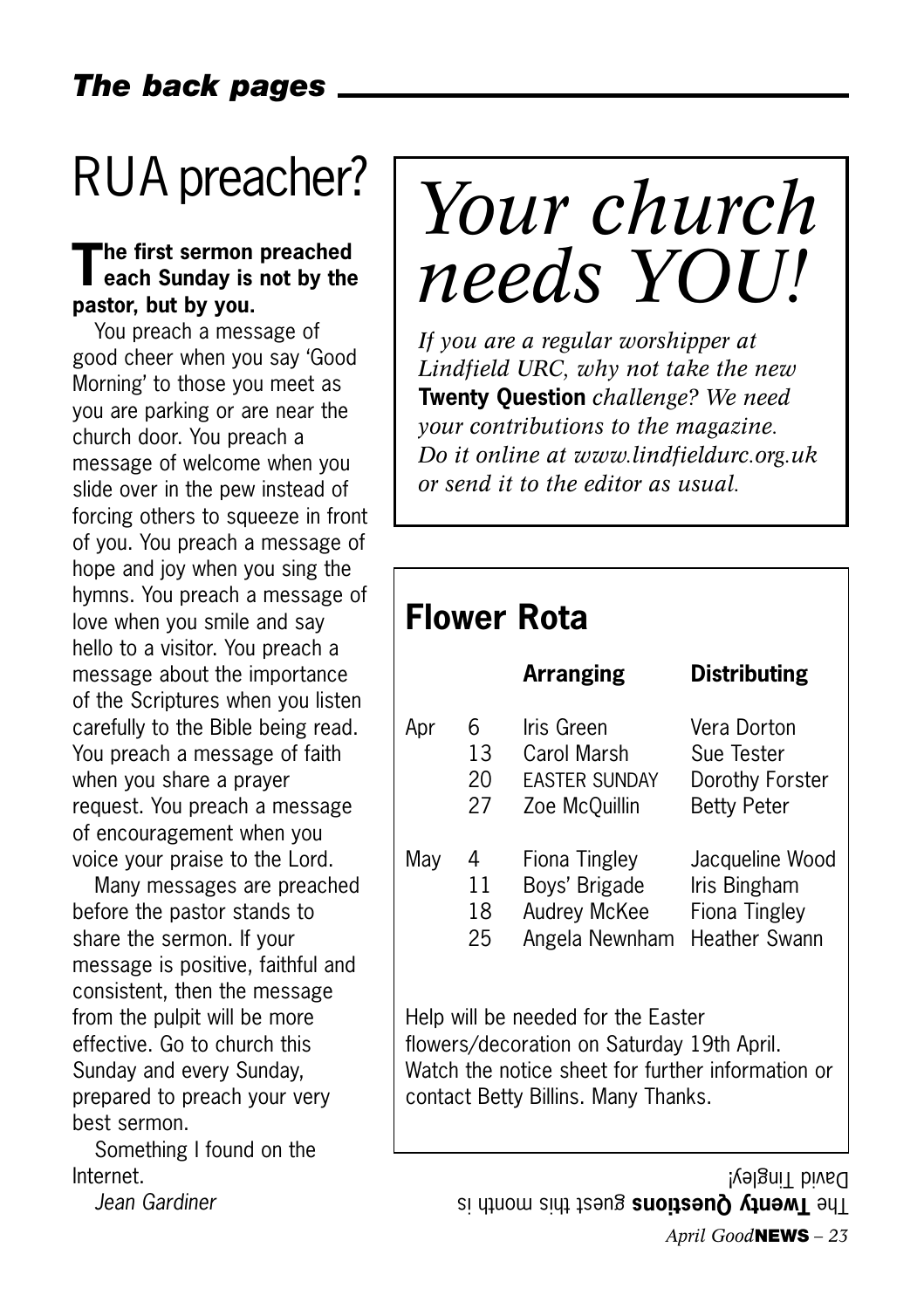# RUA preacher?

**The first sermon preached each Sunday is not by the pastor, but by you.**

You preach a message of good cheer when you say 'Good Morning' to those you meet as you are parking or are near the church door. You preach a message of welcome when you slide over in the pew instead of forcing others to squeeze in front of you. You preach a message of hope and joy when you sing the hymns. You preach a message of love when you smile and say hello to a visitor. You preach a message about the importance of the Scriptures when you listen carefully to the Bible being read. You preach a message of faith when you share a prayer request. You preach a message of encouragement when you voice your praise to the Lord.

Many messages are preached before the pastor stands to share the sermon. If your message is positive, faithful and consistent, then the message from the pulpit will be more effective. Go to church this Sunday and every Sunday, prepared to preach your very best sermon.

Something I found on the Internet.

*Jean Gardiner*

# *Your church needs YOU!*

*If you are a regular worshipper at Lindfield URC, why not take the new* **Twenty Question** *challenge? We need your contributions to the magazine. Do it online at www.lindfieldurc.org.uk or send it to the editor as usual.*

## Flower Rota

| | | Arranging | Distributing |
|---|---|---|---|
| Apr | 6 | Iris Green | Vera Dorton |
| | 13 | Carol Marsh | Sue Tester |
| | 20 | EASTER SUNDAY | Dorothy Forster |
| | 27 | Zoe McQuillin | Betty Peter |
| May | 4 | Fiona Tingley | Jacqueline Wood |
| | 11 | Boys' Brigade | Iris Bingham |
| | 18 | Audrey McKee | Fiona Tingley |
| | 25 | Angela Newnham | Heather Swann |

Help will be needed for the Easter flowers/decoration on Saturday 19th April. Watch the notice sheet for further information or contact Betty Billins. Many Thanks.

The **Twenty Questions** guest this month is David Tingley!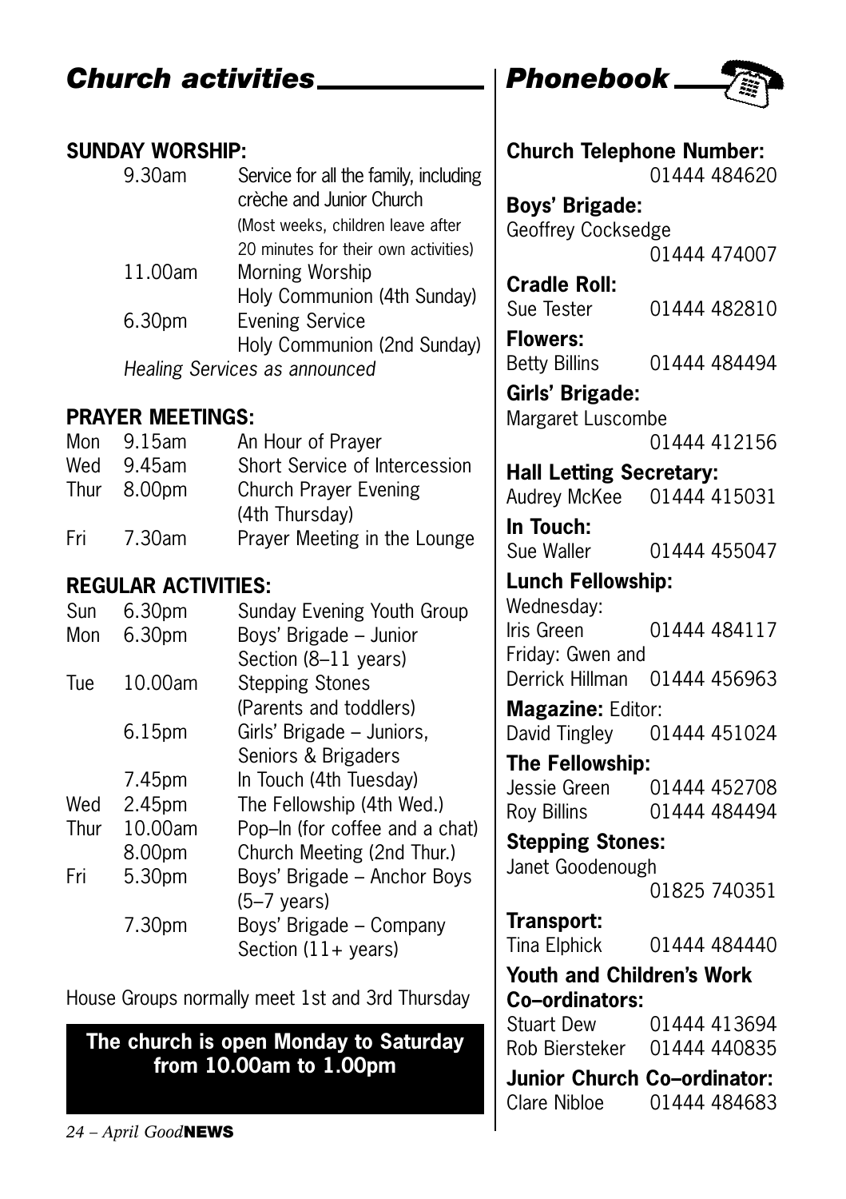## Church activities

### SUNDAY WORSHIP:

| | |
|---|---|
| 9.30am | Service for all the family, including crèche and Junior Church (Most weeks, children leave after 20 minutes for their own activities) |
| 11.00am | Morning Worship<br>Holy Communion (4th Sunday) |
| 6.30pm | Evening Service<br>Holy Communion (2nd Sunday) |

*Healing Services as announced*

### PRAYER MEETINGS:

| | | |
|---|---|---|
| Mon | 9.15am | An Hour of Prayer |
| Wed | 9.45am | Short Service of Intercession |
| Thur | 8.00pm | Church Prayer Evening (4th Thursday) |
| Fri | 7.30am | Prayer Meeting in the Lounge |

### REGULAR ACTIVITIES:

| | | |
|---|---|---|
| Sun | 6.30pm | Sunday Evening Youth Group |
| Mon | 6.30pm | Boys' Brigade – Junior Section (8–11 years) |
| Tue | 10.00am | Stepping Stones (Parents and toddlers) |
| | 6.15pm | Girls' Brigade – Juniors, Seniors & Brigaders |
| | 7.45pm | In Touch (4th Tuesday) |
| Wed | 2.45pm | The Fellowship (4th Wed.) |
| Thur | 10.00am | Pop–In (for coffee and a chat) |
| | 8.00pm | Church Meeting (2nd Thur.) |
| Fri | 5.30pm | Boys' Brigade – Anchor Boys (5–7 years) |
| | 7.30pm | Boys' Brigade – Company Section (11+ years) |

House Groups normally meet 1st and 3rd Thursday

**The church is open Monday to Saturday from 10.00am to 1.00pm**

## Phonebook

**Church Telephone Number:** 01444 484620

**Boys' Brigade:**
Geoffrey Cocksedge 01444 474007

**Cradle Roll:**
Sue Tester 01444 482810

**Flowers:**
Betty Billins 01444 484494

**Girls' Brigade:**
Margaret Luscombe 01444 412156

**Hall Letting Secretary:**
Audrey McKee 01444 415031

**In Touch:**
Sue Waller 01444 455047

**Lunch Fellowship:**
Wednesday:
Iris Green 01444 484117
Friday: Gwen and
Derrick Hillman 01444 456963

**Magazine:** Editor:
David Tingley 01444 451024

**The Fellowship:**
Jessie Green 01444 452708
Roy Billins 01444 484494

**Stepping Stones:**
Janet Goodenough 01825 740351

**Transport:**
Tina Elphick 01444 484440

**Youth and Children's Work Co–ordinators:**
Stuart Dew 01444 413694
Rob Biersteker 01444 440835

**Junior Church Co–ordinator:**
Clare Nibloe 01444 484683